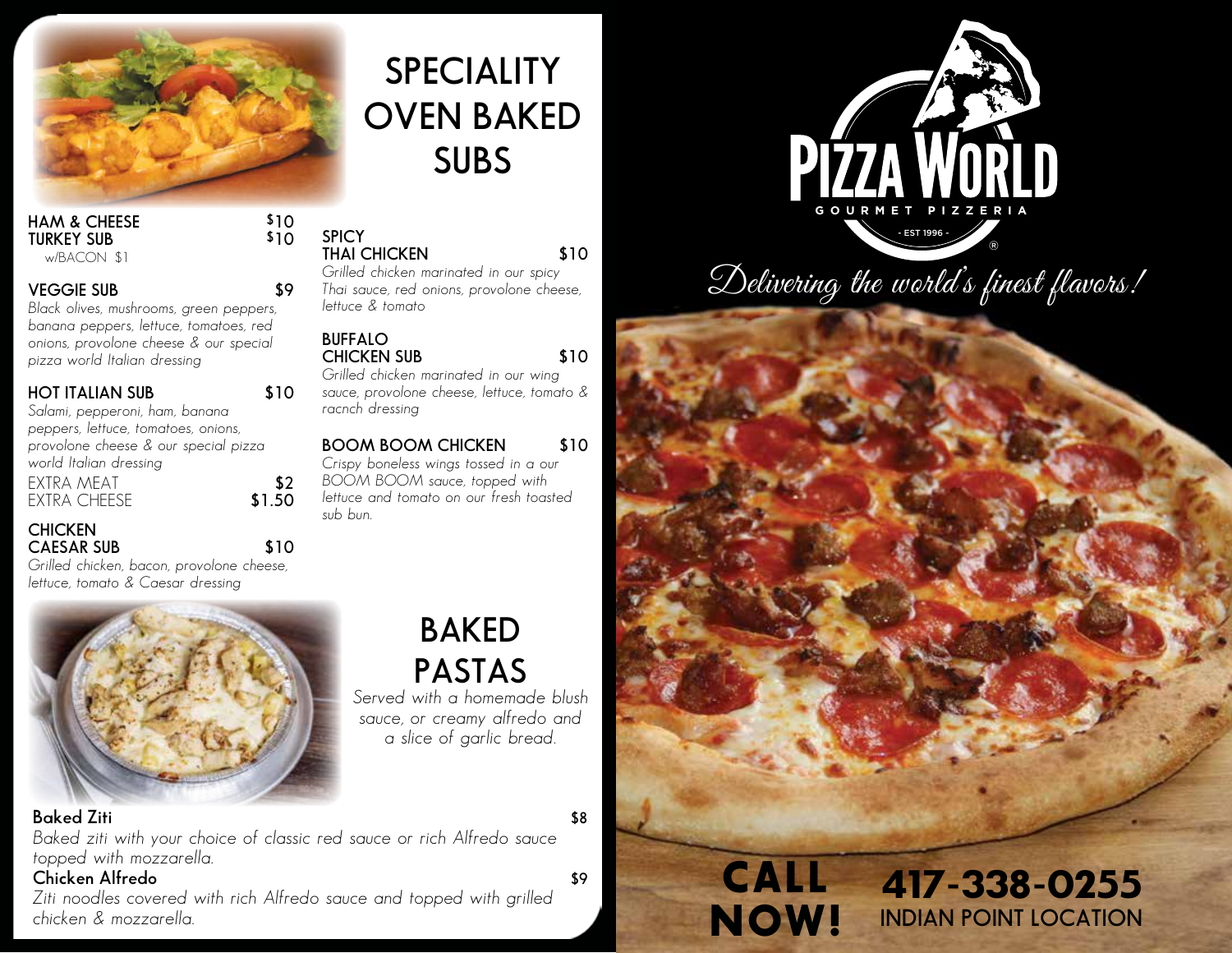# SPECIALITY OVEN BAKED SUBS

**HAM & CHEESE** $10
**TURKEY SUB** $10
w/BACON $1

**VEGGIE SUB** $9
*Black olives, mushrooms, green peppers, banana peppers, lettuce, tomatoes, red onions, provolone cheese & our special pizza world Italian dressing*

**HOT ITALIAN SUB** $10
*Salami, pepperoni, ham, banana peppers, lettuce, tomatoes, onions, provolone cheese & our special pizza world Italian dressing*
EXTRA MEAT $2
EXTRA CHEESE $1.50

**CHICKEN CAESAR SUB** $10
*Grilled chicken, bacon, provolone cheese, lettuce, tomato & Caesar dressing*

**SPICY THAI CHICKEN** $10
*Grilled chicken marinated in our spicy Thai sauce, red onions, provolone cheese, lettuce & tomato*

**BUFFALO CHICKEN SUB** $10
*Grilled chicken marinated in our wing sauce, provolone cheese, lettuce, tomato & racnch dressing*

**BOOM BOOM CHICKEN** $10
*Crispy boneless wings tossed in a our BOOM BOOM sauce, topped with lettuce and tomato on our fresh toasted sub bun.*

# BAKED PASTAS

*Served with a homemade blush sauce, or creamy alfredo and a slice of garlic bread.*

**Baked Ziti** $8
*Baked ziti with your choice of classic red sauce or rich Alfredo sauce topped with mozzarella.*

**Chicken Alfredo** $9
*Ziti noodles covered with rich Alfredo sauce and topped with grilled chicken & mozzarella.*

# PIZZA WORLD
GOURMET PIZZERIA
- EST 1996 -

*Delivering the world's finest flavors!*

**CALL NOW!** **417-338-0255**
INDIAN POINT LOCATION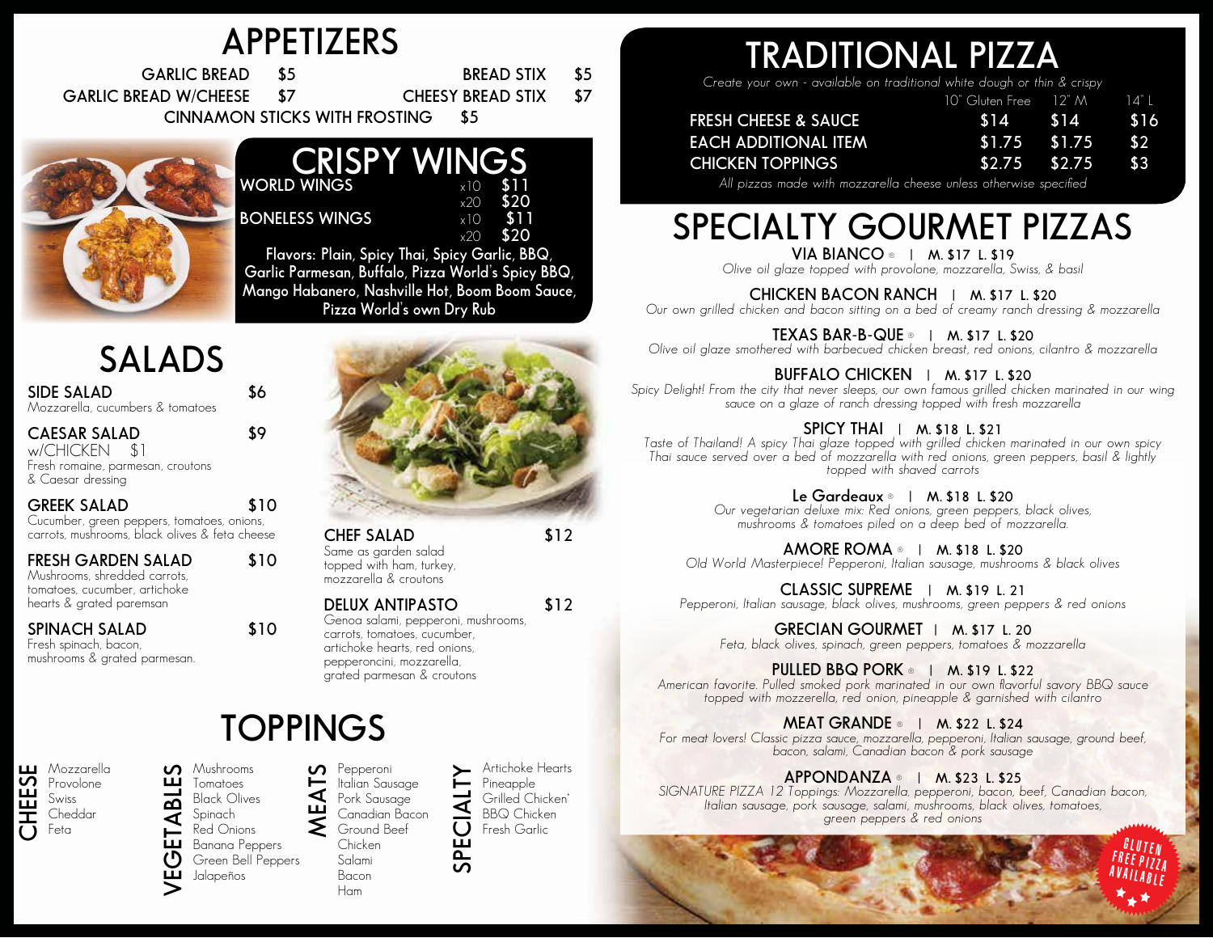# APPETIZERS

| | | | |
|---|---|---|---|
| GARLIC BREAD | $5 | BREAD STIX | $5 |
| GARLIC BREAD W/CHEESE | $7 | CHEESY BREAD STIX | $7 |

CINNAMON STICKS WITH FROSTING $5

## CRISPY WINGS

| | | |
|---|---|---|
| WORLD WINGS | x10 | $11 |
| | x20 | $20 |
| BONELESS WINGS | x10 | $11 |
| | x20 | $20 |

**Flavors: Plain, Spicy Thai, Spicy Garlic, BBQ, Garlic Parmesan, Buffalo, Pizza World's Spicy BBQ, Mango Habanero, Nashville Hot, Boom Boom Sauce, Pizza World's own Dry Rub**

# SALADS

**SIDE SALAD** $6
Mozzarella, cucumbers & tomatoes

**CAESAR SALAD** $9
w/CHICKEN $1
Fresh romaine, parmesan, croutons & Caesar dressing

**GREEK SALAD** $10
Cucumber, green peppers, tomatoes, onions, carrots, mushrooms, black olives & feta cheese

**FRESH GARDEN SALAD** $10
Mushrooms, shredded carrots, tomatoes, cucumber, artichoke hearts & grated paremsan

**SPINACH SALAD** $10
Fresh spinach, bacon, mushrooms & grated parmesan.

**CHEF SALAD** $12
Same as garden salad topped with ham, turkey, mozzarella & croutons

**DELUX ANTIPASTO** $12
Genoa salami, pepperoni, mushrooms, carrots, tomatoes, cucumber, artichoke hearts, red onions, pepperoncini, mozzarella, grated parmesan & croutons

# TOPPINGS

**CHEESE**
- Mozzarella
- Provolone
- Swiss
- Cheddar
- Feta

**VEGETABLES**
- Mushrooms
- Tomatoes
- Black Olives
- Spinach
- Red Onions
- Banana Peppers
- Green Bell Peppers
- Jalapeños

**MEATS**
- Pepperoni
- Italian Sausage
- Pork Sausage
- Canadian Bacon
- Ground Beef
- Chicken
- Salami
- Bacon
- Ham

**SPECIALTY**
- Artichoke Hearts
- Pineapple
- Grilled Chicken*
- BBQ Chicken
- Fresh Garlic

# TRADITIONAL PIZZA

*Create your own - available on traditional white dough or thin & crispy*

| | 10" Gluten Free | 12" M | 14" L |
|---|---|---|---|
| FRESH CHEESE & SAUCE | $14 | $14 | $16 |
| EACH ADDITIONAL ITEM | $1.75 | $1.75 | $2 |
| CHICKEN TOPPINGS | $2.75 | $2.75 | $3 |

*All pizzas made with mozzarella cheese unless otherwise specified*

# SPECIALTY GOURMET PIZZAS

**VIA BIANCO** ® | M. $17 L. $19
*Olive oil glaze topped with provolone, mozzarella, Swiss, & basil*

**CHICKEN BACON RANCH** | M. $17 L. $20
*Our own grilled chicken and bacon sitting on a bed of creamy ranch dressing & mozzarella*

**TEXAS BAR-B-QUE** ® | M. $17 L. $20
*Olive oil glaze smothered with barbecued chicken breast, red onions, cilantro & mozzarella*

**BUFFALO CHICKEN** | M. $17 L. $20
*Spicy Delight! From the city that never sleeps, our own famous grilled chicken marinated in our wing sauce on a glaze of ranch dressing topped with fresh mozzarella*

**SPICY THAI** | M. $18 L. $21
*Taste of Thailand! A spicy Thai glaze topped with grilled chicken marinated in our own spicy Thai sauce served over a bed of mozzarella with red onions, green peppers, basil & lightly topped with shaved carrots*

**Le Gardeaux** ® | M. $18 L. $20
*Our vegetarian deluxe mix: Red onions, green peppers, black olives, mushrooms & tomatoes piled on a deep bed of mozzarella.*

**AMORE ROMA** ® | M. $18 L. $20
*Old World Masterpiece! Pepperoni, Italian sausage, mushrooms & black olives*

**CLASSIC SUPREME** | M. $19 L. 21
*Pepperoni, Italian sausage, black olives, mushrooms, green peppers & red onions*

**GRECIAN GOURMET** | M. $17 L. 20
*Feta, black olives, spinach, green peppers, tomatoes & mozzarella*

**PULLED BBQ PORK** ® | M. $19 L. $22
*American favorite. Pulled smoked pork marinated in our own flavorful savory BBQ sauce topped with mozzerella, red onion, pineapple & garnished with cilantro*

**MEAT GRANDE** ® | M. $22 L. $24
*For meat lovers! Classic pizza sauce, mozzarella, pepperoni, Italian sausage, ground beef, bacon, salami, Canadian bacon & pork sausage*

**APPONDANZA** ® | M. $23 L. $25
*SIGNATURE PIZZA 12 Toppings: Mozzarella, pepperoni, bacon, beef, Canadian bacon, Italian sausage, pork sausage, salami, mushrooms, black olives, tomatoes, green peppers & red onions*

GLUTEN FREE PIZZA AVAILABLE